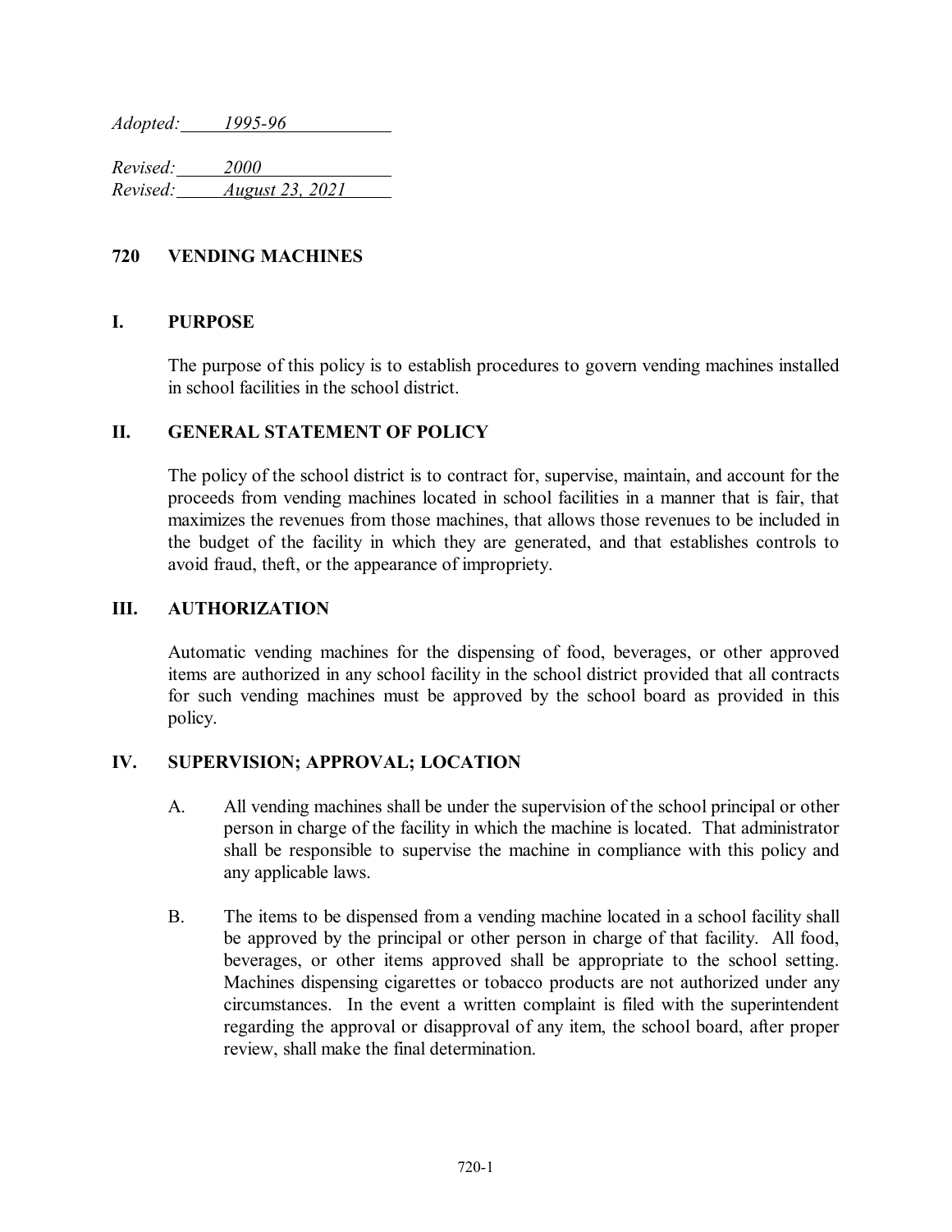*Adopted: 1995-96*

*Revised: 2000*
*Revised: August 23, 2021*

# 720 VENDING MACHINES

## I. PURPOSE

The purpose of this policy is to establish procedures to govern vending machines installed in school facilities in the school district.

## II. GENERAL STATEMENT OF POLICY

The policy of the school district is to contract for, supervise, maintain, and account for the proceeds from vending machines located in school facilities in a manner that is fair, that maximizes the revenues from those machines, that allows those revenues to be included in the budget of the facility in which they are generated, and that establishes controls to avoid fraud, theft, or the appearance of impropriety.

## III. AUTHORIZATION

Automatic vending machines for the dispensing of food, beverages, or other approved items are authorized in any school facility in the school district provided that all contracts for such vending machines must be approved by the school board as provided in this policy.

## IV. SUPERVISION; APPROVAL; LOCATION

A. All vending machines shall be under the supervision of the school principal or other person in charge of the facility in which the machine is located. That administrator shall be responsible to supervise the machine in compliance with this policy and any applicable laws.

B. The items to be dispensed from a vending machine located in a school facility shall be approved by the principal or other person in charge of that facility. All food, beverages, or other items approved shall be appropriate to the school setting. Machines dispensing cigarettes or tobacco products are not authorized under any circumstances. In the event a written complaint is filed with the superintendent regarding the approval or disapproval of any item, the school board, after proper review, shall make the final determination.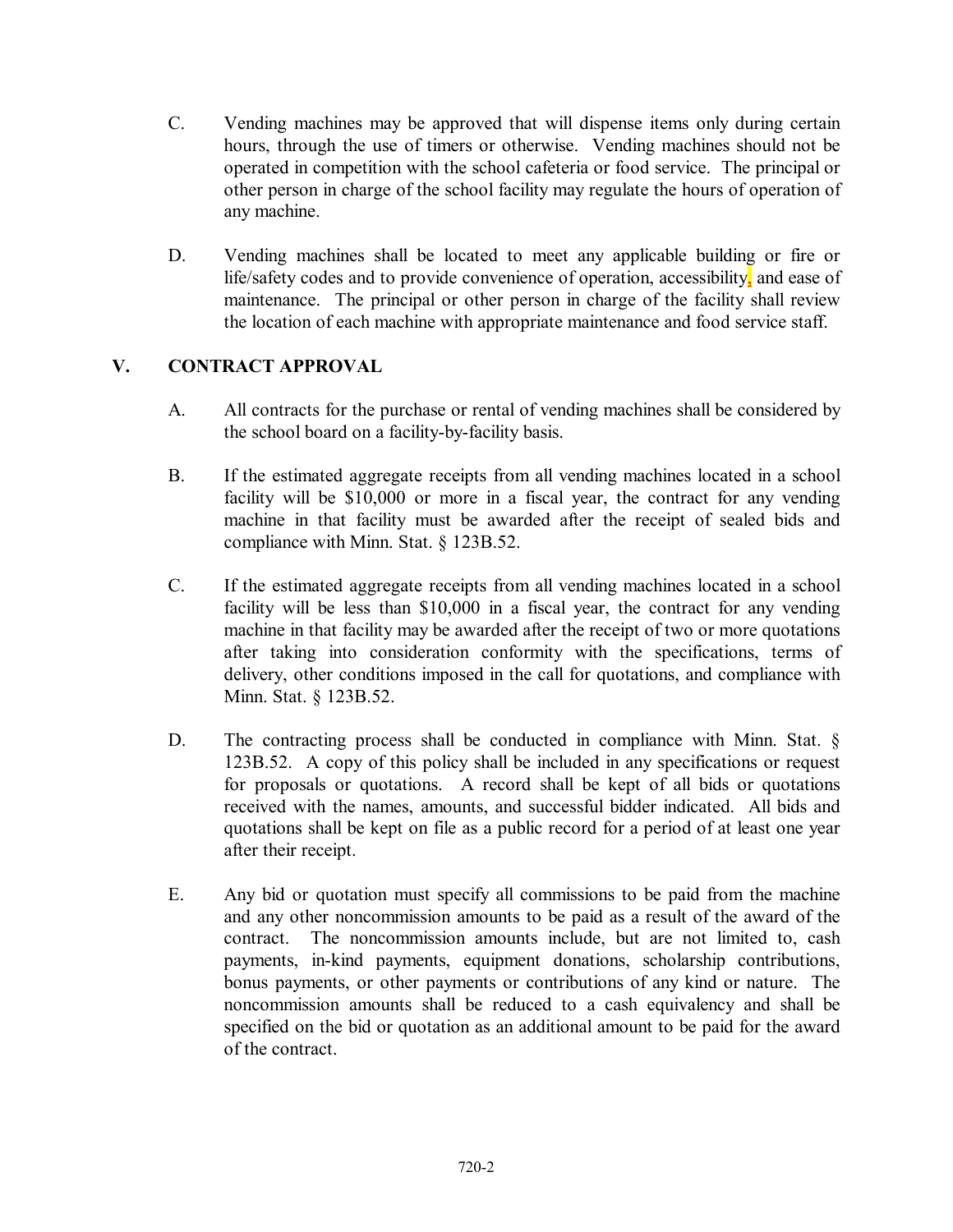C. Vending machines may be approved that will dispense items only during certain hours, through the use of timers or otherwise. Vending machines should not be operated in competition with the school cafeteria or food service. The principal or other person in charge of the school facility may regulate the hours of operation of any machine.

D. Vending machines shall be located to meet any applicable building or fire or life/safety codes and to provide convenience of operation, accessibility, and ease of maintenance. The principal or other person in charge of the facility shall review the location of each machine with appropriate maintenance and food service staff.

## V. CONTRACT APPROVAL

A. All contracts for the purchase or rental of vending machines shall be considered by the school board on a facility-by-facility basis.

B. If the estimated aggregate receipts from all vending machines located in a school facility will be $10,000 or more in a fiscal year, the contract for any vending machine in that facility must be awarded after the receipt of sealed bids and compliance with Minn. Stat. § 123B.52.

C. If the estimated aggregate receipts from all vending machines located in a school facility will be less than $10,000 in a fiscal year, the contract for any vending machine in that facility may be awarded after the receipt of two or more quotations after taking into consideration conformity with the specifications, terms of delivery, other conditions imposed in the call for quotations, and compliance with Minn. Stat. § 123B.52.

D. The contracting process shall be conducted in compliance with Minn. Stat. § 123B.52. A copy of this policy shall be included in any specifications or request for proposals or quotations. A record shall be kept of all bids or quotations received with the names, amounts, and successful bidder indicated. All bids and quotations shall be kept on file as a public record for a period of at least one year after their receipt.

E. Any bid or quotation must specify all commissions to be paid from the machine and any other noncommission amounts to be paid as a result of the award of the contract. The noncommission amounts include, but are not limited to, cash payments, in-kind payments, equipment donations, scholarship contributions, bonus payments, or other payments or contributions of any kind or nature. The noncommission amounts shall be reduced to a cash equivalency and shall be specified on the bid or quotation as an additional amount to be paid for the award of the contract.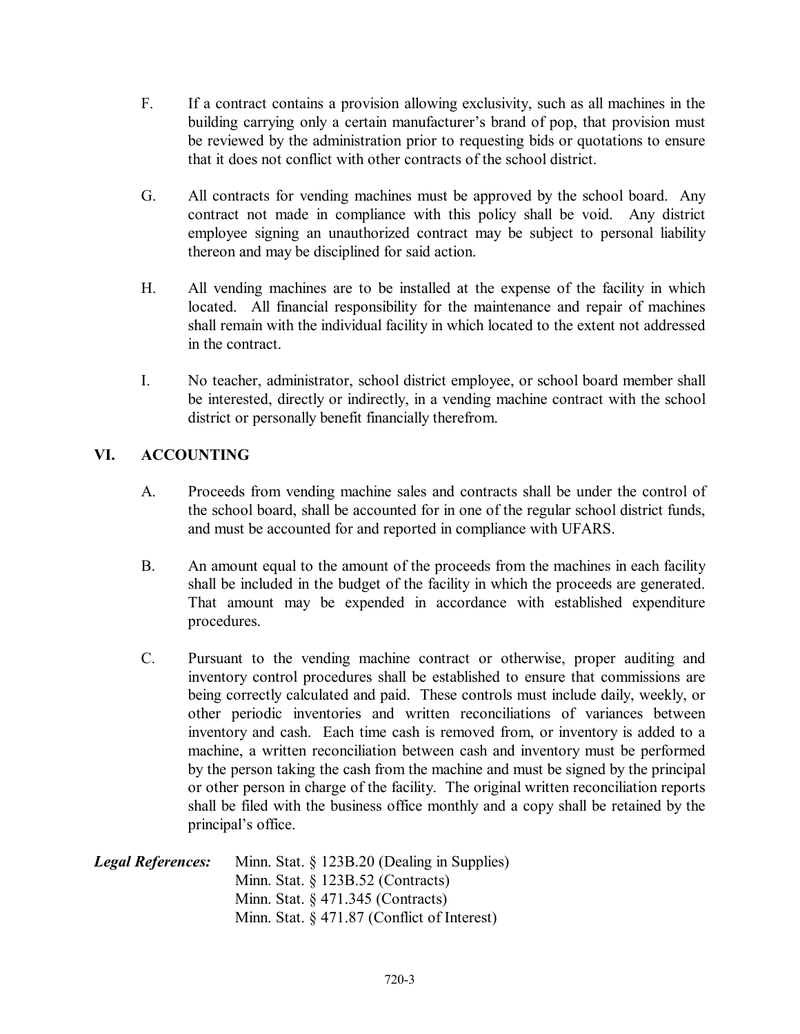F. If a contract contains a provision allowing exclusivity, such as all machines in the building carrying only a certain manufacturer's brand of pop, that provision must be reviewed by the administration prior to requesting bids or quotations to ensure that it does not conflict with other contracts of the school district.

G. All contracts for vending machines must be approved by the school board. Any contract not made in compliance with this policy shall be void. Any district employee signing an unauthorized contract may be subject to personal liability thereon and may be disciplined for said action.

H. All vending machines are to be installed at the expense of the facility in which located. All financial responsibility for the maintenance and repair of machines shall remain with the individual facility in which located to the extent not addressed in the contract.

I. No teacher, administrator, school district employee, or school board member shall be interested, directly or indirectly, in a vending machine contract with the school district or personally benefit financially therefrom.

## VI. ACCOUNTING

A. Proceeds from vending machine sales and contracts shall be under the control of the school board, shall be accounted for in one of the regular school district funds, and must be accounted for and reported in compliance with UFARS.

B. An amount equal to the amount of the proceeds from the machines in each facility shall be included in the budget of the facility in which the proceeds are generated. That amount may be expended in accordance with established expenditure procedures.

C. Pursuant to the vending machine contract or otherwise, proper auditing and inventory control procedures shall be established to ensure that commissions are being correctly calculated and paid. These controls must include daily, weekly, or other periodic inventories and written reconciliations of variances between inventory and cash. Each time cash is removed from, or inventory is added to a machine, a written reconciliation between cash and inventory must be performed by the person taking the cash from the machine and must be signed by the principal or other person in charge of the facility. The original written reconciliation reports shall be filed with the business office monthly and a copy shall be retained by the principal's office.

***Legal References:***
Minn. Stat. § 123B.20 (Dealing in Supplies)
Minn. Stat. § 123B.52 (Contracts)
Minn. Stat. § 471.345 (Contracts)
Minn. Stat. § 471.87 (Conflict of Interest)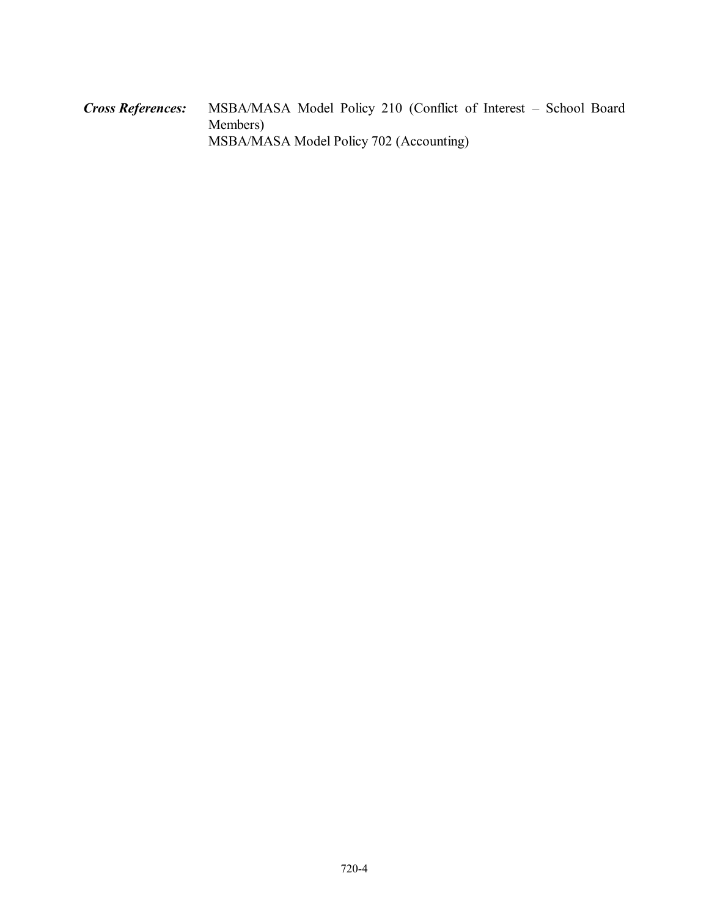***Cross References:*** MSBA/MASA Model Policy 210 (Conflict of Interest – School Board Members)
MSBA/MASA Model Policy 702 (Accounting)